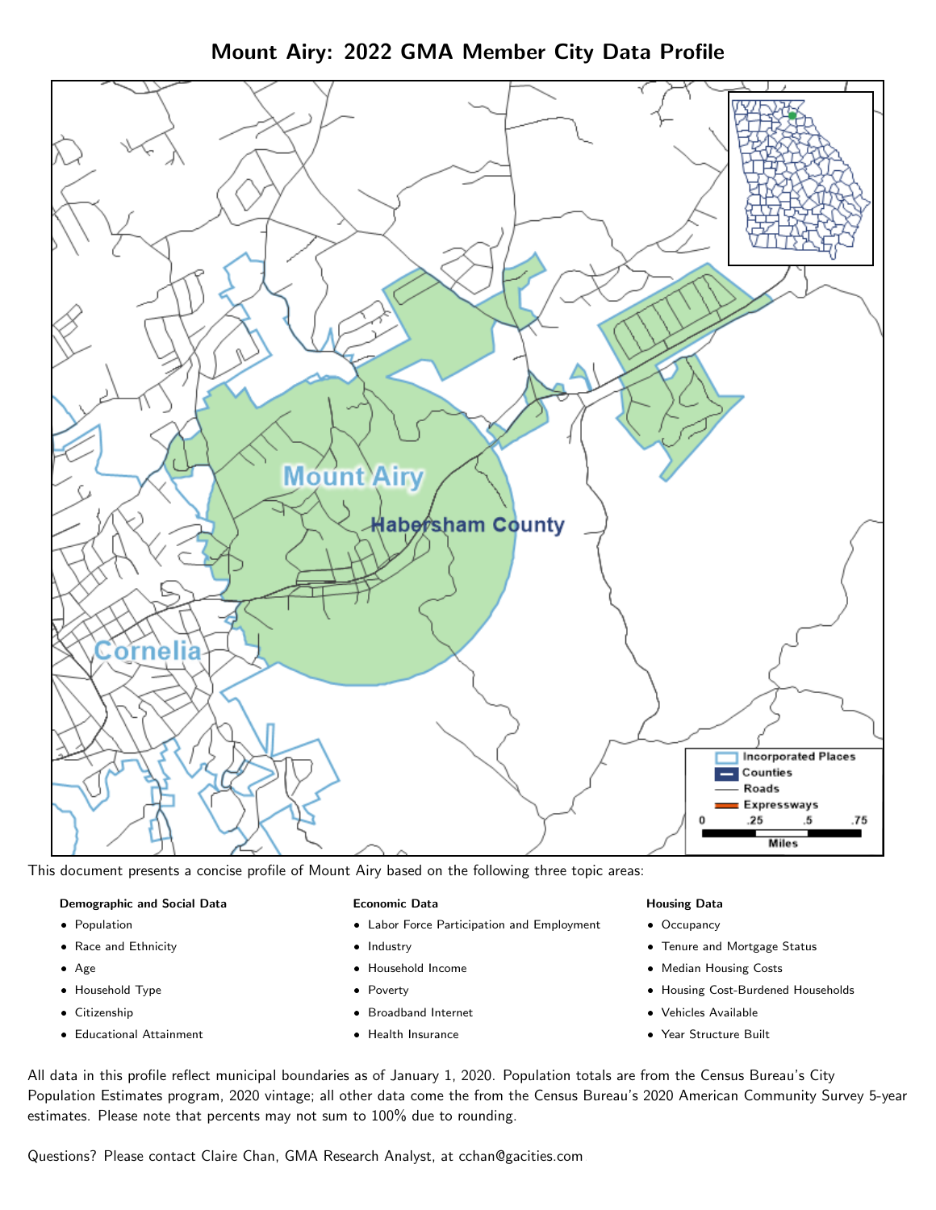# Mount Airy: 2022 GMA Member City Data Profile

This document presents a concise profile of Mount Airy based on the following three topic areas:

**Demographic and Social Data**

- Population
- Race and Ethnicity
- Age
- Household Type
- Citizenship
- Educational Attainment

**Economic Data**

- Labor Force Participation and Employment
- Industry
- Household Income
- Poverty
- Broadband Internet
- Health Insurance

**Housing Data**

- Occupancy
- Tenure and Mortgage Status
- Median Housing Costs
- Housing Cost-Burdened Households
- Vehicles Available
- Year Structure Built

All data in this profile reflect municipal boundaries as of January 1, 2020. Population totals are from the Census Bureau's City Population Estimates program, 2020 vintage; all other data come the from the Census Bureau's 2020 American Community Survey 5-year estimates. Please note that percents may not sum to 100% due to rounding.

Questions? Please contact Claire Chan, GMA Research Analyst, at cchan@gacities.com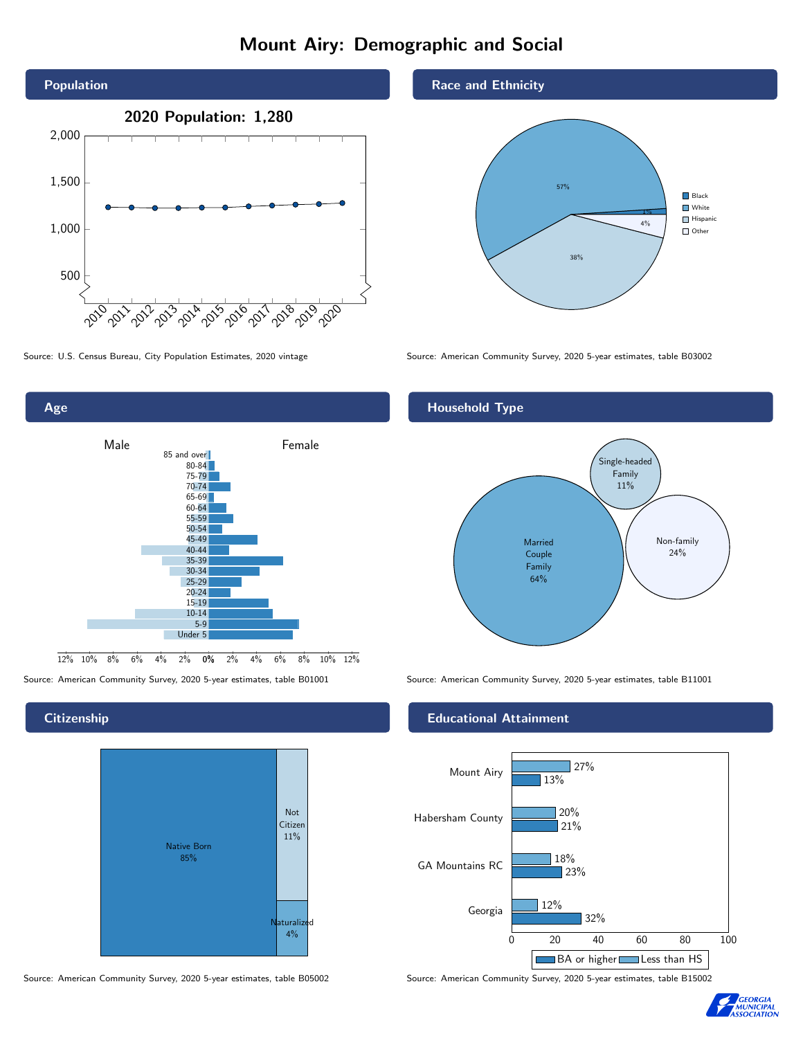# Mount Airy: Demographic and Social

## Population

**2020 Population: 1,280**

Source: U.S. Census Bureau, City Population Estimates, 2020 vintage

## Race and Ethnicity

| Category | Percent |
| --- | --- |
| Black | 1% |
| White | 57% |
| Hispanic | 38% |
| Other | 4% |

Source: American Community Survey, 2020 5-year estimates, table B03002

## Age

Source: American Community Survey, 2020 5-year estimates, table B01001

## Household Type

| Type | Percent |
| --- | --- |
| Married Couple Family | 64% |
| Single-headed Family | 11% |
| Non-family | 24% |

Source: American Community Survey, 2020 5-year estimates, table B11001

## Citizenship

| Status | Percent |
| --- | --- |
| Native Born | 85% |
| Not Citizen | 11% |
| Naturalized | 4% |

Source: American Community Survey, 2020 5-year estimates, table B05002

## Educational Attainment

| Area | Less than HS | BA or higher |
| --- | --- | --- |
| Mount Airy | 27% | 13% |
| Habersham County | 20% | 21% |
| GA Mountains RC | 18% | 23% |
| Georgia | 12% | 32% |

Source: American Community Survey, 2020 5-year estimates, table B15002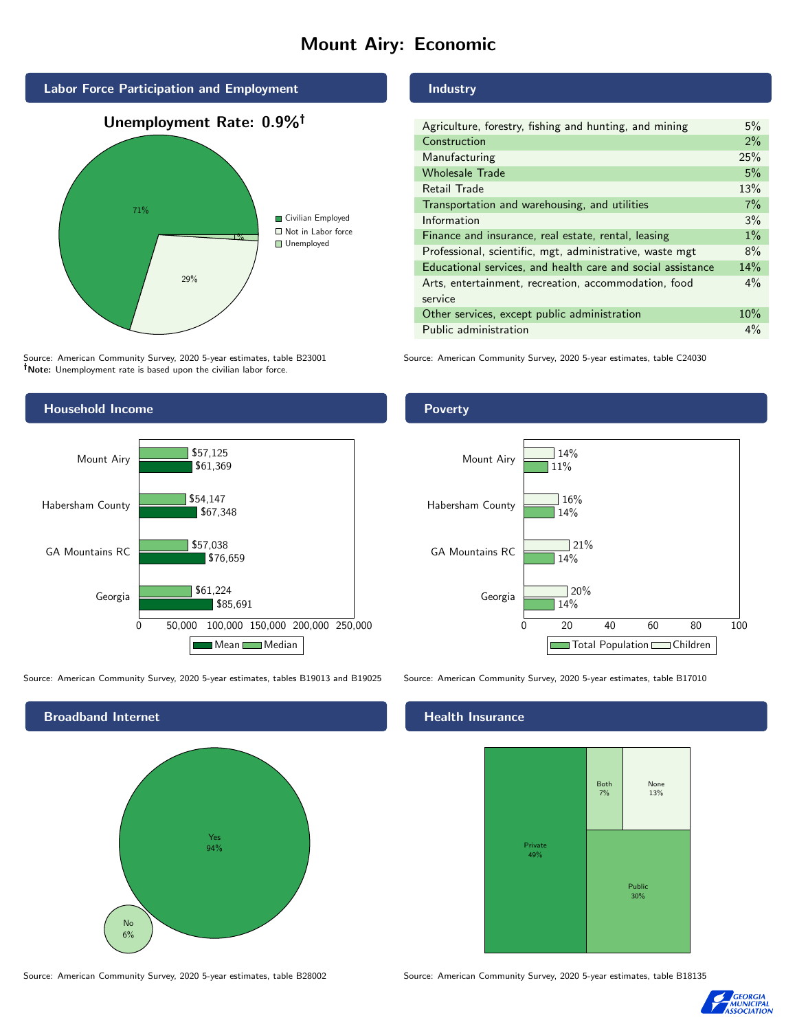# Mount Airy: Economic

## Labor Force Participation and Employment

**Unemployment Rate: 0.9%†**

| Category | Percent |
|---|---|
| Civilian Employed | 71% |
| Not in Labor force | 29% |
| Unemployed | 1% |

Source: American Community Survey, 2020 5-year estimates, table B23001
**†Note:** Unemployment rate is based upon the civilian labor force.

## Industry

| Industry | Percent |
|---|---|
| Agriculture, forestry, fishing and hunting, and mining | 5% |
| Construction | 2% |
| Manufacturing | 25% |
| Wholesale Trade | 5% |
| Retail Trade | 13% |
| Transportation and warehousing, and utilities | 7% |
| Information | 3% |
| Finance and insurance, real estate, rental, leasing | 1% |
| Professional, scientific, mgt, administrative, waste mgt | 8% |
| Educational services, and health care and social assistance | 14% |
| Arts, entertainment, recreation, accommodation, food service | 4% |
| Other services, except public administration | 10% |
| Public administration | 4% |

Source: American Community Survey, 2020 5-year estimates, table C24030

## Household Income

| | Median | Mean |
|---|---|---|
| Mount Airy | $57,125 | $61,369 |
| Habersham County | $54,147 | $67,348 |
| GA Mountains RC | $57,038 | $76,659 |
| Georgia | $61,224 | $85,691 |

Source: American Community Survey, 2020 5-year estimates, tables B19013 and B19025

## Poverty

| | Children | Total Population |
|---|---|---|
| Mount Airy | 14% | 11% |
| Habersham County | 16% | 14% |
| GA Mountains RC | 21% | 14% |
| Georgia | 20% | 14% |

Source: American Community Survey, 2020 5-year estimates, table B17010

## Broadband Internet

| | Percent |
|---|---|
| Yes | 94% |
| No | 6% |

Source: American Community Survey, 2020 5-year estimates, table B28002

## Health Insurance

| | Percent |
|---|---|
| Private | 49% |
| Public | 30% |
| Both | 7% |
| None | 13% |

Source: American Community Survey, 2020 5-year estimates, table B18135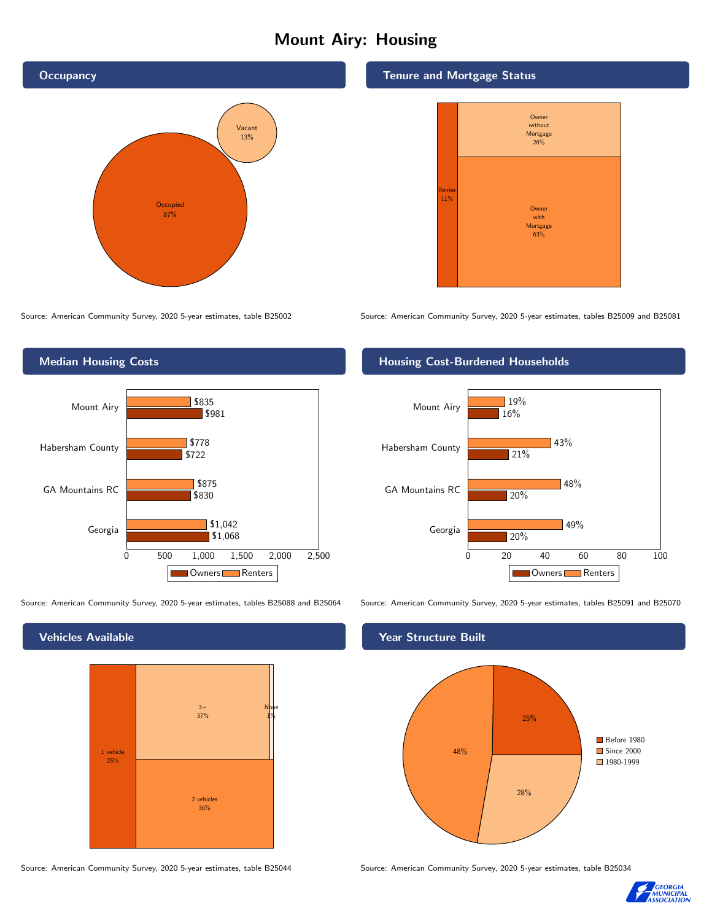# Mount Airy: Housing

## Occupancy

Vacant
13%

Occupied
87%

Source: American Community Survey, 2020 5-year estimates, table B25002

## Tenure and Mortgage Status

Owner without Mortgage
26%

Renter
11%

Owner with Mortgage
63%

Source: American Community Survey, 2020 5-year estimates, tables B25009 and B25081

## Median Housing Costs

Mount Airy
$835
$981

Habersham County
$778
$722

GA Mountains RC
$875
$830

Georgia
$1,042
$1,068

0 500 1,000 1,500 2,000 2,500

Owners Renters

Source: American Community Survey, 2020 5-year estimates, tables B25088 and B25064

## Housing Cost-Burdened Households

Mount Airy
19%
16%

Habersham County
43%
21%

GA Mountains RC
48%
20%

Georgia
49%
20%

0 20 40 60 80 100

Owners Renters

Source: American Community Survey, 2020 5-year estimates, tables B25091 and B25070

## Vehicles Available

1 vehicle
25%

3+
37%

None
1%

2 vehicles
36%

Source: American Community Survey, 2020 5-year estimates, table B25044

## Year Structure Built

25%
48%
28%

Before 1980
Since 2000
1980-1999

Source: American Community Survey, 2020 5-year estimates, table B25034